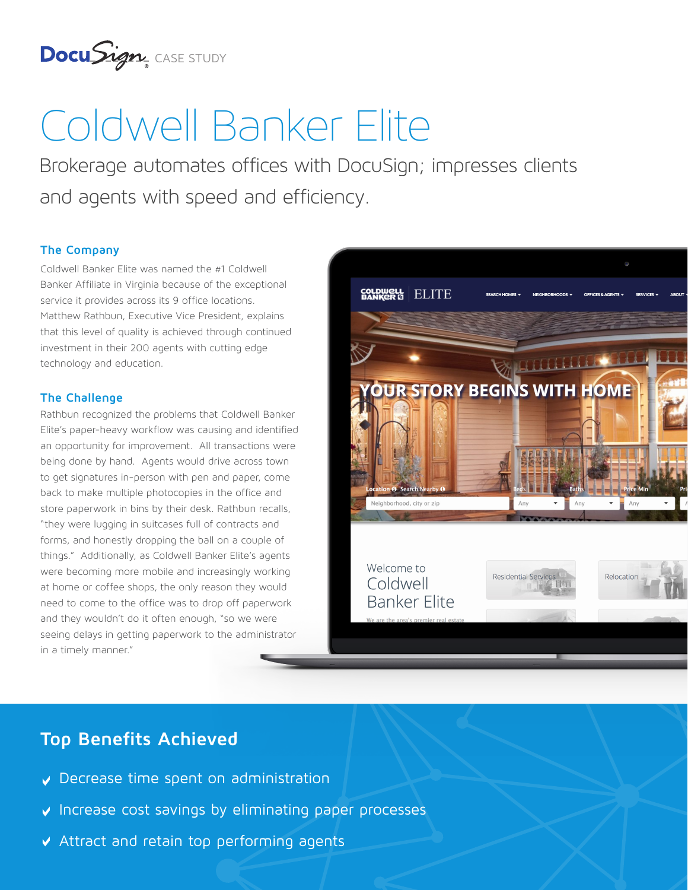DocuSign CASE STUDY

# Coldwell Banker Elite

Brokerage automates offices with DocuSign; impresses clients and agents with speed and efficiency.

## The Company

Coldwell Banker Elite was named the #1 Coldwell Banker Affiliate in Virginia because of the exceptional service it provides across its 9 office locations. Matthew Rathbun, Executive Vice President, explains that this level of quality is achieved through continued investment in their 200 agents with cutting edge technology and education.

## The Challenge

Rathbun recognized the problems that Coldwell Banker Elite's paper-heavy workflow was causing and identified an opportunity for improvement. All transactions were being done by hand. Agents would drive across town to get signatures in-person with pen and paper, come back to make multiple photocopies in the office and store paperwork in bins by their desk. Rathbun recalls, "they were lugging in suitcases full of contracts and forms, and honestly dropping the ball on a couple of things." Additionally, as Coldwell Banker Elite's agents were becoming more mobile and increasingly working at home or coffee shops, the only reason they would need to come to the office was to drop off paperwork and they wouldn't do it often enough, "so we were seeing delays in getting paperwork to the administrator in a timely manner."

## Top Benefits Achieved

- Decrease time spent on administration
- Increase cost savings by eliminating paper processes
- Attract and retain top performing agents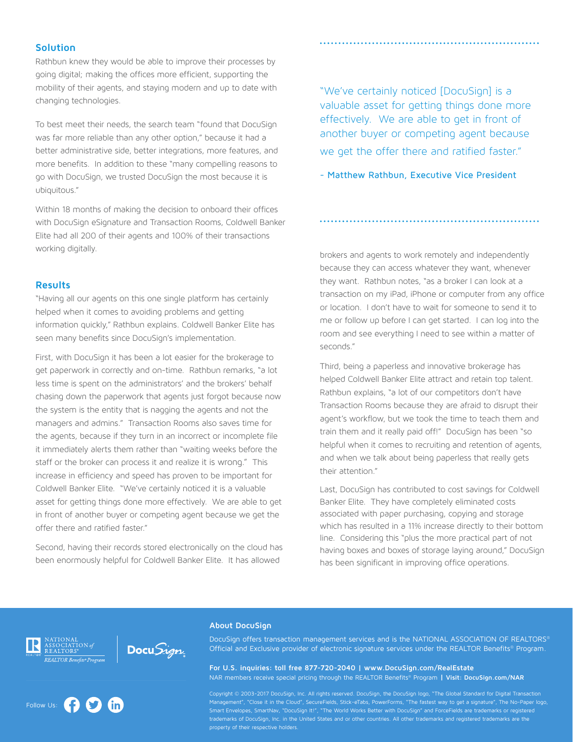## Solution

Rathbun knew they would be able to improve their processes by going digital; making the offices more efficient, supporting the mobility of their agents, and staying modern and up to date with changing technologies.

To best meet their needs, the search team "found that DocuSign was far more reliable than any other option," because it had a better administrative side, better integrations, more features, and more benefits. In addition to these "many compelling reasons to go with DocuSign, we trusted DocuSign the most because it is ubiquitous."

Within 18 months of making the decision to onboard their offices with DocuSign eSignature and Transaction Rooms, Coldwell Banker Elite had all 200 of their agents and 100% of their transactions working digitally.

> "We've certainly noticed [DocuSign] is a valuable asset for getting things done more effectively. We are able to get in front of another buyer or competing agent because we get the offer there and ratified faster."
>
> \- Matthew Rathbun, Executive Vice President

## Results

"Having all our agents on this one single platform has certainly helped when it comes to avoiding problems and getting information quickly," Rathbun explains. Coldwell Banker Elite has seen many benefits since DocuSign's implementation.

First, with DocuSign it has been a lot easier for the brokerage to get paperwork in correctly and on-time. Rathbun remarks, "a lot less time is spent on the administrators' and the brokers' behalf chasing down the paperwork that agents just forgot because now the system is the entity that is nagging the agents and not the managers and admins." Transaction Rooms also saves time for the agents, because if they turn in an incorrect or incomplete file it immediately alerts them rather than "waiting weeks before the staff or the broker can process it and realize it is wrong." This increase in efficiency and speed has proven to be important for Coldwell Banker Elite. "We've certainly noticed it is a valuable asset for getting things done more effectively. We are able to get in front of another buyer or competing agent because we get the offer there and ratified faster."

Second, having their records stored electronically on the cloud has been enormously helpful for Coldwell Banker Elite. It has allowed brokers and agents to work remotely and independently because they can access whatever they want, whenever they want. Rathbun notes, "as a broker I can look at a transaction on my iPad, iPhone or computer from any office or location. I don't have to wait for someone to send it to me or follow up before I can get started. I can log into the room and see everything I need to see within a matter of seconds."

Third, being a paperless and innovative brokerage has helped Coldwell Banker Elite attract and retain top talent. Rathbun explains, "a lot of our competitors don't have Transaction Rooms because they are afraid to disrupt their agent's workflow, but we took the time to teach them and train them and it really paid off!" DocuSign has been "so helpful when it comes to recruiting and retention of agents, and when we talk about being paperless that really gets their attention."

Last, DocuSign has contributed to cost savings for Coldwell Banker Elite. They have completely eliminated costs associated with paper purchasing, copying and storage which has resulted in a 11% increase directly to their bottom line. Considering this "plus the more practical part of not having boxes and boxes of storage laying around," DocuSign has been significant in improving office operations.

NATIONAL ASSOCIATION of REALTORS® REALTOR Benefits® Program

DocuSign

Follow Us:

### About DocuSign

DocuSign offers transaction management services and is the NATIONAL ASSOCIATION OF REALTORS® Official and Exclusive provider of electronic signature services under the REALTOR Benefits® Program.

**For U.S. inquiries: toll free 877-720-2040 | www.DocuSign.com/RealEstate**
NAR members receive special pricing through the REALTOR Benefits® Program **| Visit: DocuSign.com/NAR**

Copyright © 2003-2017 DocuSign, Inc. All rights reserved. DocuSign, the DocuSign logo, "The Global Standard for Digital Transaction Management", "Close it in the Cloud", SecureFields, Stick-eTabs, PowerForms, "The fastest way to get a signature", The No-Paper logo, Smart Envelopes, SmartNav, "DocuSign It!", "The World Works Better with DocuSign" and ForceFields are trademarks or registered trademarks of DocuSign, Inc. in the United States and or other countries. All other trademarks and registered trademarks are the property of their respective holders.